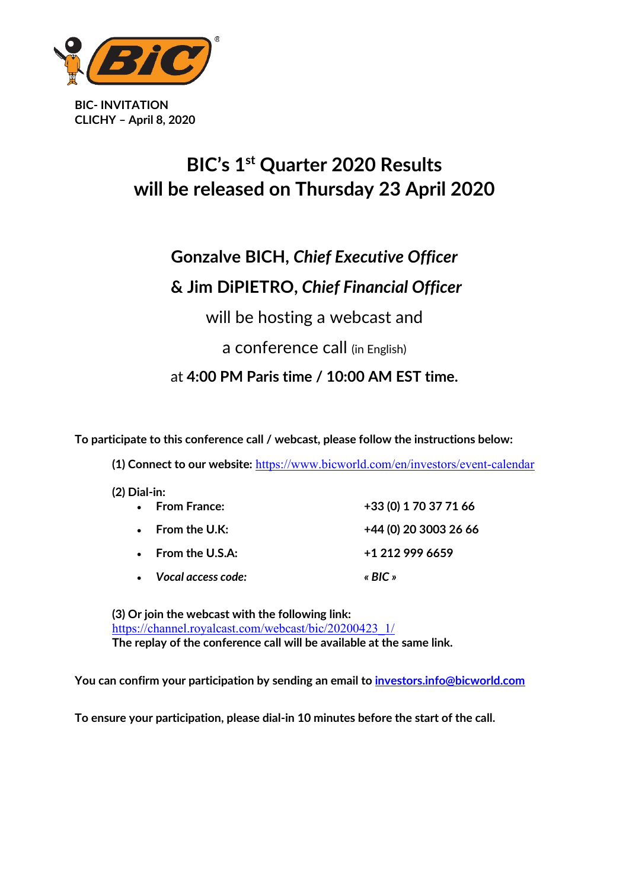**BIC- INVITATION**
**CLICHY – April 8, 2020**

# BIC's 1st Quarter 2020 Results will be released on Thursday 23 April 2020

**Gonzalve BICH**, ***Chief Executive Officer***

**& Jim DiPIETRO**, ***Chief Financial Officer***

will be hosting a webcast and

a conference call (in English)

at **4:00 PM Paris time / 10:00 AM EST time.**

**To participate to this conference call / webcast, please follow the instructions below:**

**(1) Connect to our website:** https://www.bicworld.com/en/investors/event-calendar

**(2) Dial-in:**

- **From France:** **+33 (0) 1 70 37 71 66**
- **From the U.K:** **+44 (0) 20 3003 26 66**
- **From the U.S.A:** **+1 212 999 6659**
- ***Vocal access code:*** ***« BIC »***

**(3) Or join the webcast with the following link:**
https://channel.royalcast.com/webcast/bic/20200423_1/
**The replay of the conference call will be available at the same link.**

**You can confirm your participation by sending an email to** **investors.info@bicworld.com**

**To ensure your participation, please dial-in 10 minutes before the start of the call.**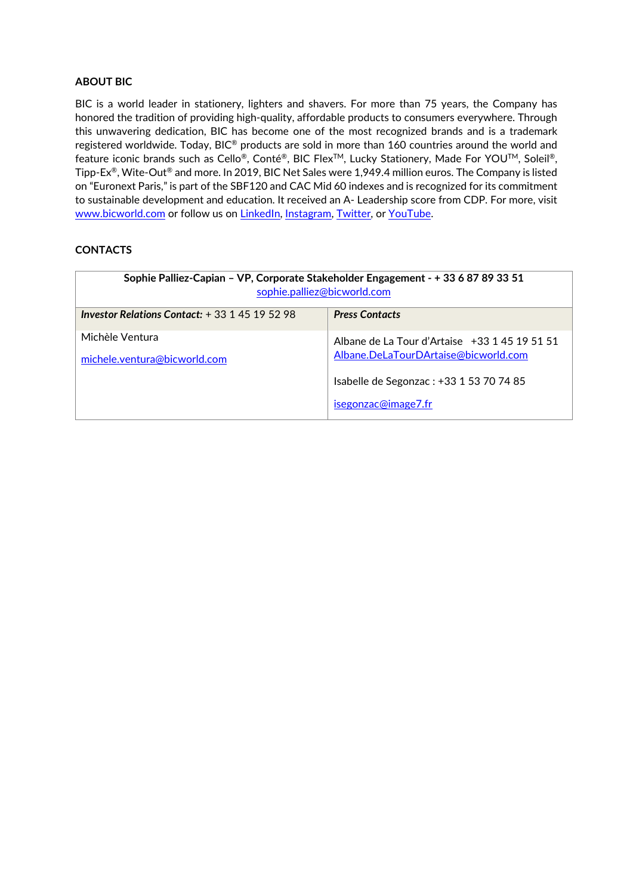## ABOUT BIC

BIC is a world leader in stationery, lighters and shavers. For more than 75 years, the Company has honored the tradition of providing high-quality, affordable products to consumers everywhere. Through this unwavering dedication, BIC has become one of the most recognized brands and is a trademark registered worldwide. Today, BIC® products are sold in more than 160 countries around the world and feature iconic brands such as Cello®, Conté®, BIC Flex™, Lucky Stationery, Made For YOU™, Soleil®, Tipp-Ex®, Wite-Out® and more. In 2019, BIC Net Sales were 1,949.4 million euros. The Company is listed on "Euronext Paris," is part of the SBF120 and CAC Mid 60 indexes and is recognized for its commitment to sustainable development and education. It received an A- Leadership score from CDP. For more, visit www.bicworld.com or follow us on LinkedIn, Instagram, Twitter, or YouTube.

## CONTACTS

| **Sophie Palliez-Capian – VP, Corporate Stakeholder Engagement - + 33 6 87 89 33 51** sophie.palliez@bicworld.com | |
|---|---|
| ***Investor Relations Contact:*** + 33 1 45 19 52 98 | ***Press Contacts*** |
| Michèle Ventura<br>michele.ventura@bicworld.com | Albane de La Tour d'Artaise +33 1 45 19 51 51<br>Albane.DeLaTourDArtaise@bicworld.com<br>Isabelle de Segonzac : +33 1 53 70 74 85<br>isegonzac@image7.fr |